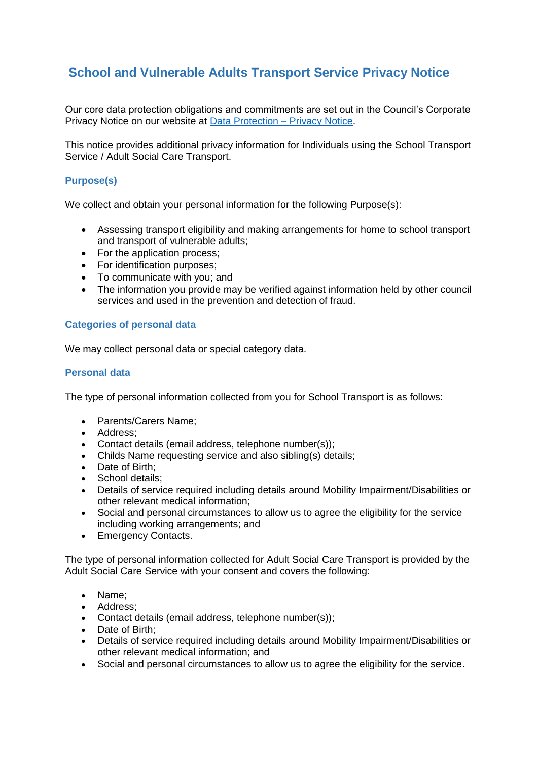# School and Vulnerable Adults Transport Service Privacy Notice

Our core data protection obligations and commitments are set out in the Council's Corporate Privacy Notice on our website at [Data Protection – Privacy Notice](Data Protection – Privacy Notice).

This notice provides additional privacy information for Individuals using the School Transport Service / Adult Social Care Transport.

## Purpose(s)

We collect and obtain your personal information for the following Purpose(s):

- Assessing transport eligibility and making arrangements for home to school transport and transport of vulnerable adults;
- For the application process;
- For identification purposes;
- To communicate with you; and
- The information you provide may be verified against information held by other council services and used in the prevention and detection of fraud.

## Categories of personal data

We may collect personal data or special category data.

## Personal data

The type of personal information collected from you for School Transport is as follows:

- Parents/Carers Name;
- Address;
- Contact details (email address, telephone number(s));
- Childs Name requesting service and also sibling(s) details;
- Date of Birth;
- School details;
- Details of service required including details around Mobility Impairment/Disabilities or other relevant medical information;
- Social and personal circumstances to allow us to agree the eligibility for the service including working arrangements; and
- Emergency Contacts.

The type of personal information collected for Adult Social Care Transport is provided by the Adult Social Care Service with your consent and covers the following:

- Name;
- Address;
- Contact details (email address, telephone number(s));
- Date of Birth;
- Details of service required including details around Mobility Impairment/Disabilities or other relevant medical information; and
- Social and personal circumstances to allow us to agree the eligibility for the service.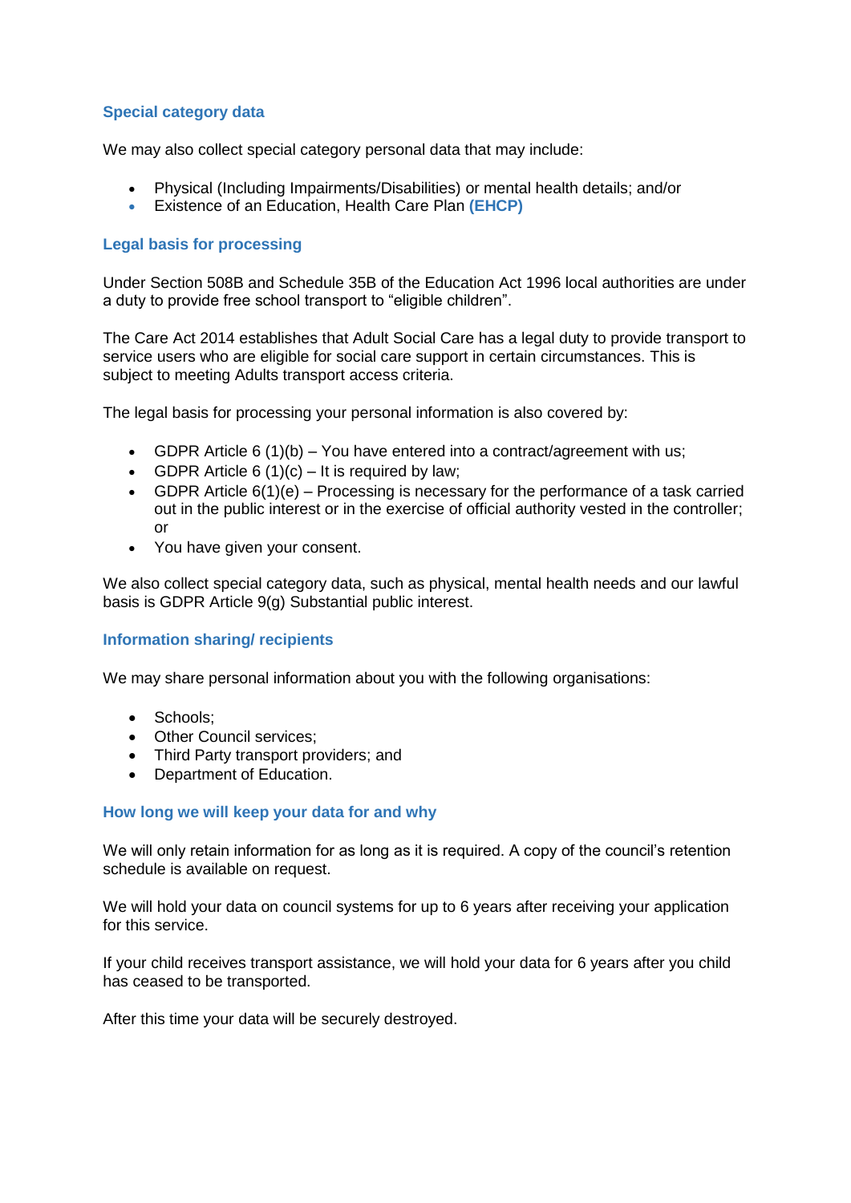## Special category data

We may also collect special category personal data that may include:

- Physical (Including Impairments/Disabilities) or mental health details; and/or
- Existence of an Education, Health Care Plan **(EHCP)**

## Legal basis for processing

Under Section 508B and Schedule 35B of the Education Act 1996 local authorities are under a duty to provide free school transport to "eligible children".

The Care Act 2014 establishes that Adult Social Care has a legal duty to provide transport to service users who are eligible for social care support in certain circumstances. This is subject to meeting Adults transport access criteria.

The legal basis for processing your personal information is also covered by:

- GDPR Article 6 (1)(b) – You have entered into a contract/agreement with us;
- GDPR Article 6 (1)(c) – It is required by law;
- GDPR Article 6(1)(e) – Processing is necessary for the performance of a task carried out in the public interest or in the exercise of official authority vested in the controller; or
- You have given your consent.

We also collect special category data, such as physical, mental health needs and our lawful basis is GDPR Article 9(g) Substantial public interest.

## Information sharing/ recipients

We may share personal information about you with the following organisations:

- Schools;
- Other Council services;
- Third Party transport providers; and
- Department of Education.

## How long we will keep your data for and why

We will only retain information for as long as it is required. A copy of the council's retention schedule is available on request.

We will hold your data on council systems for up to 6 years after receiving your application for this service.

If your child receives transport assistance, we will hold your data for 6 years after you child has ceased to be transported.

After this time your data will be securely destroyed.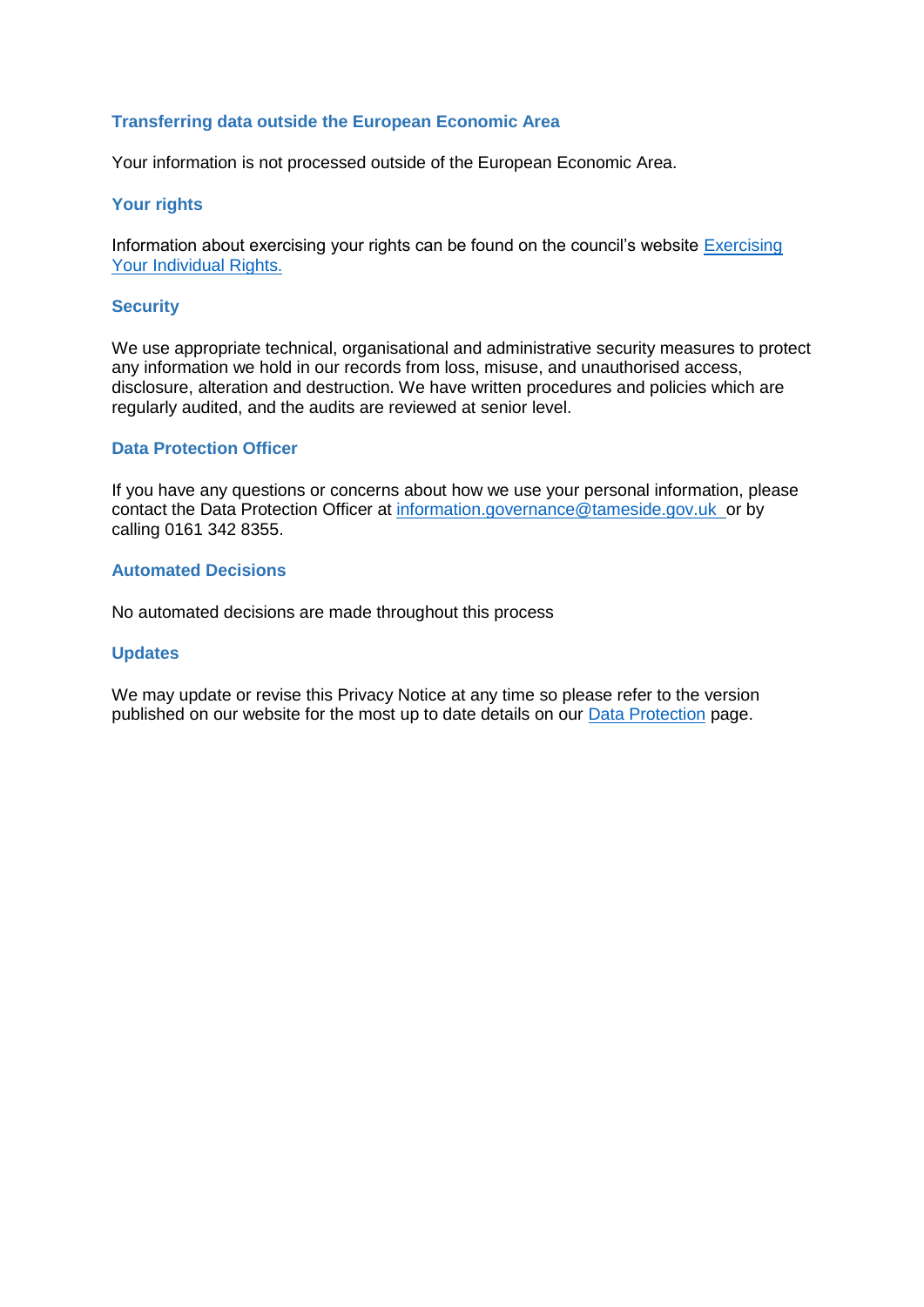### Transferring data outside the European Economic Area

Your information is not processed outside of the European Economic Area.

### Your rights

Information about exercising your rights can be found on the council's website [Exercising Your Individual Rights.]()

### Security

We use appropriate technical, organisational and administrative security measures to protect any information we hold in our records from loss, misuse, and unauthorised access, disclosure, alteration and destruction. We have written procedures and policies which are regularly audited, and the audits are reviewed at senior level.

### Data Protection Officer

If you have any questions or concerns about how we use your personal information, please contact the Data Protection Officer at information.governance@tameside.gov.uk or by calling 0161 342 8355.

### Automated Decisions

No automated decisions are made throughout this process

### Updates

We may update or revise this Privacy Notice at any time so please refer to the version published on our website for the most up to date details on our [Data Protection]() page.